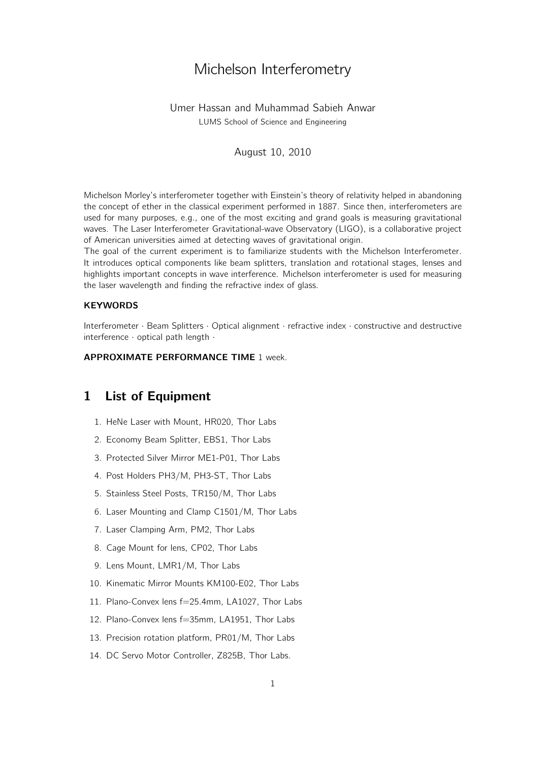# Michelson Interferometry

Umer Hassan and Muhammad Sabieh Anwar

LUMS School of Science and Engineering

August 10, 2010

Michelson Morley's interferometer together with Einstein's theory of relativity helped in abandoning the concept of ether in the classical experiment performed in 1887. Since then, interferometers are used for many purposes, e.g., one of the most exciting and grand goals is measuring gravitational waves. The Laser Interferometer Gravitational-wave Observatory (LIGO), is a collaborative project of American universities aimed at detecting waves of gravitational origin.

The goal of the current experiment is to familiarize students with the Michelson Interferometer. It introduces optical components like beam splitters, translation and rotational stages, lenses and highlights important concepts in wave interference. Michelson interferometer is used for measuring the laser wavelength and finding the refractive index of glass.

**KEYWORDS**

Interferometer · Beam Splitters · Optical alignment · refractive index · constructive and destructive interference · optical path length ·

**APPROXIMATE PERFORMANCE TIME** 1 week.

## 1 List of Equipment

1. HeNe Laser with Mount, HR020, Thor Labs
2. Economy Beam Splitter, EBS1, Thor Labs
3. Protected Silver Mirror ME1-P01, Thor Labs
4. Post Holders PH3/M, PH3-ST, Thor Labs
5. Stainless Steel Posts, TR150/M, Thor Labs
6. Laser Mounting and Clamp C1501/M, Thor Labs
7. Laser Clamping Arm, PM2, Thor Labs
8. Cage Mount for lens, CP02, Thor Labs
9. Lens Mount, LMR1/M, Thor Labs
10. Kinematic Mirror Mounts KM100-E02, Thor Labs
11. Plano-Convex lens f=25.4mm, LA1027, Thor Labs
12. Plano-Convex lens f=35mm, LA1951, Thor Labs
13. Precision rotation platform, PR01/M, Thor Labs
14. DC Servo Motor Controller, Z825B, Thor Labs.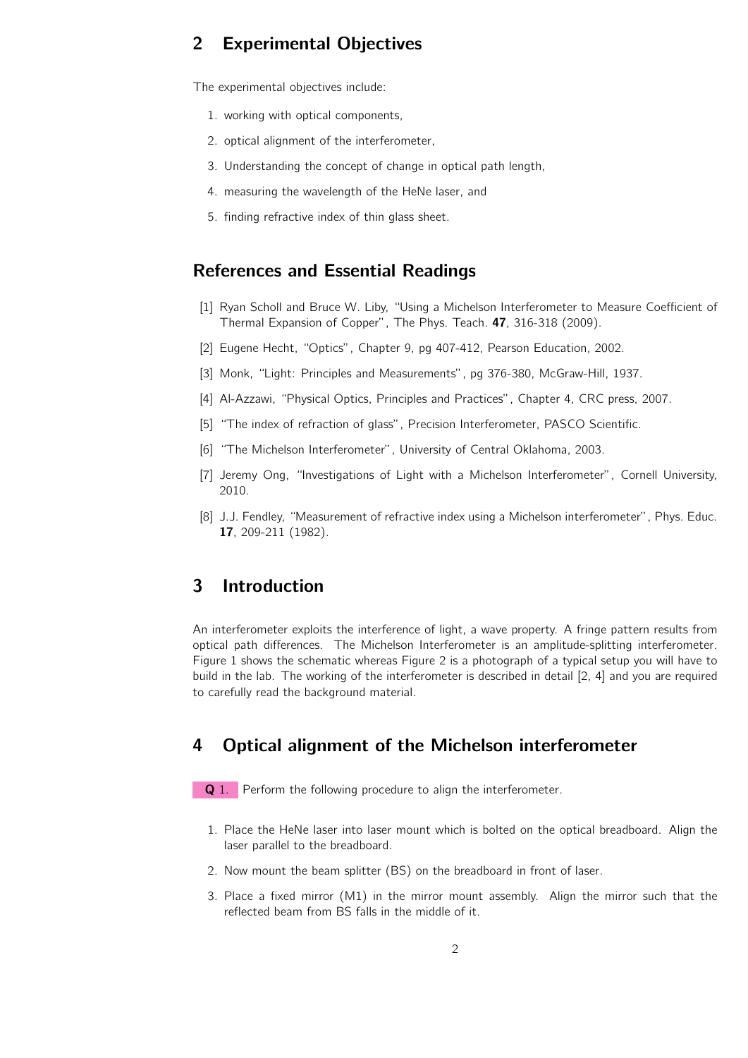## 2 Experimental Objectives

The experimental objectives include:

1. working with optical components,
2. optical alignment of the interferometer,
3. Understanding the concept of change in optical path length,
4. measuring the wavelength of the HeNe laser, and
5. finding refractive index of thin glass sheet.

## References and Essential Readings

[1] Ryan Scholl and Bruce W. Liby, "Using a Michelson Interferometer to Measure Coefficient of Thermal Expansion of Copper", The Phys. Teach. **47**, 316-318 (2009).

[2] Eugene Hecht, "Optics", Chapter 9, pg 407-412, Pearson Education, 2002.

[3] Monk, "Light: Principles and Measurements", pg 376-380, McGraw-Hill, 1937.

[4] Al-Azzawi, "Physical Optics, Principles and Practices", Chapter 4, CRC press, 2007.

[5] "The index of refraction of glass", Precision Interferometer, PASCO Scientific.

[6] "The Michelson Interferometer", University of Central Oklahoma, 2003.

[7] Jeremy Ong, "Investigations of Light with a Michelson Interferometer", Cornell University, 2010.

[8] J.J. Fendley, "Measurement of refractive index using a Michelson interferometer", Phys. Educ. **17**, 209-211 (1982).

## 3 Introduction

An interferometer exploits the interference of light, a wave property. A fringe pattern results from optical path differences. The Michelson Interferometer is an amplitude-splitting interferometer. Figure 1 shows the schematic whereas Figure 2 is a photograph of a typical setup you will have to build in the lab. The working of the interferometer is described in detail [2, 4] and you are required to carefully read the background material.

## 4 Optical alignment of the Michelson interferometer

**Q 1.** Perform the following procedure to align the interferometer.

1. Place the HeNe laser into laser mount which is bolted on the optical breadboard. Align the laser parallel to the breadboard.
2. Now mount the beam splitter (BS) on the breadboard in front of laser.
3. Place a fixed mirror (M1) in the mirror mount assembly. Align the mirror such that the reflected beam from BS falls in the middle of it.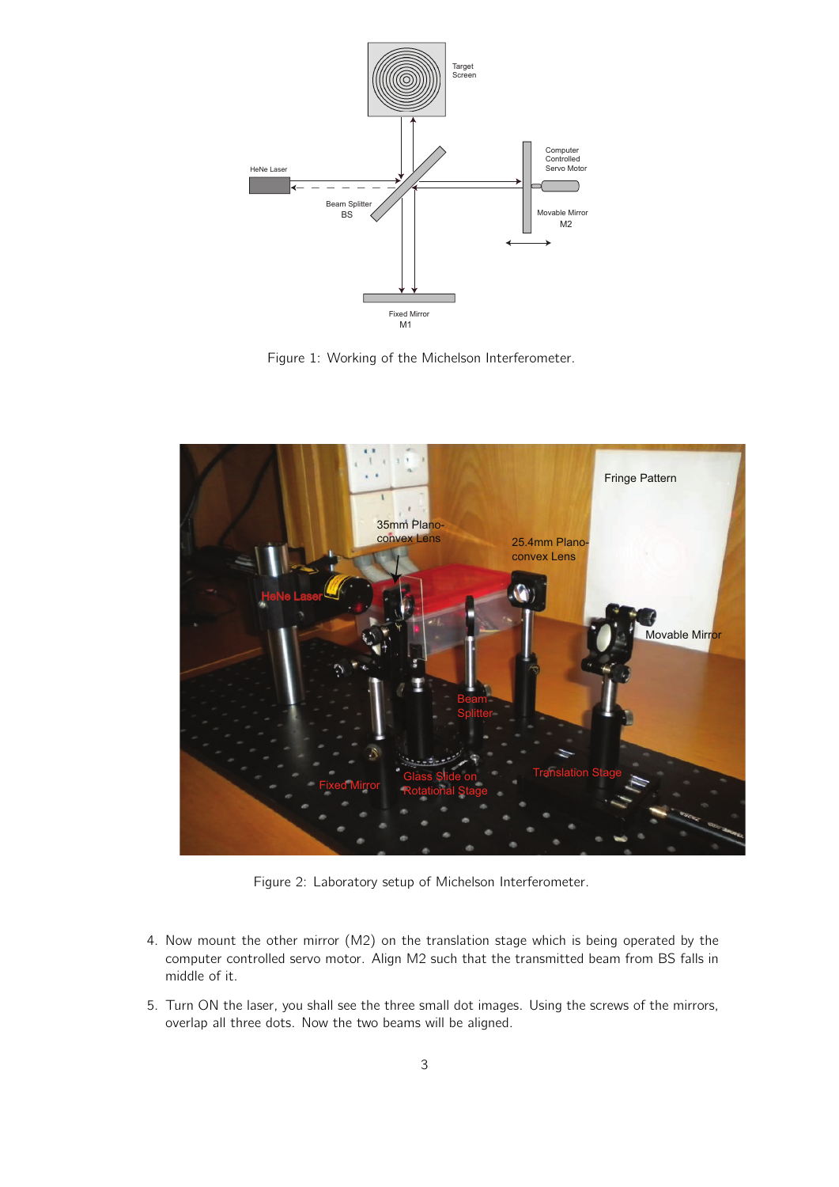Figure 1: Working of the Michelson Interferometer.

Figure 2: Laboratory setup of Michelson Interferometer.

4. Now mount the other mirror (M2) on the translation stage which is being operated by the computer controlled servo motor. Align M2 such that the transmitted beam from BS falls in middle of it.

5. Turn ON the laser, you shall see the three small dot images. Using the screws of the mirrors, overlap all three dots. Now the two beams will be aligned.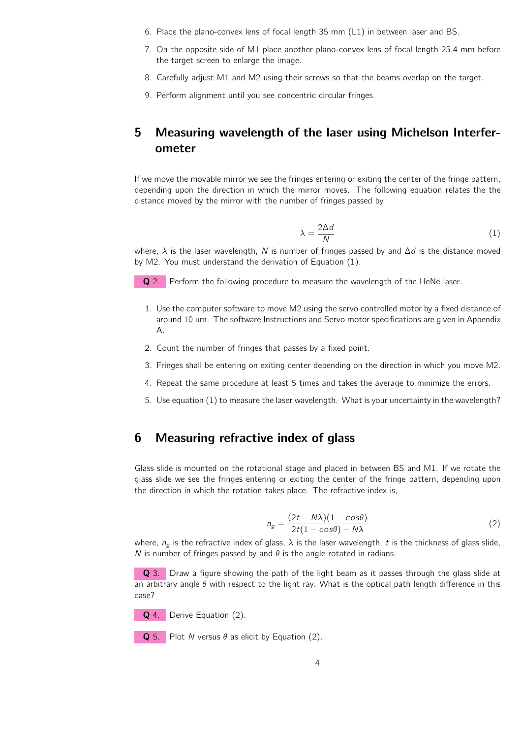6. Place the plano-convex lens of focal length 35 mm (L1) in between laser and BS.
7. On the opposite side of M1 place another plano-convex lens of focal length 25.4 mm before the target screen to enlarge the image.
8. Carefully adjust M1 and M2 using their screws so that the beams overlap on the target.
9. Perform alignment until you see concentric circular fringes.

## 5 Measuring wavelength of the laser using Michelson Interferometer

If we move the movable mirror we see the fringes entering or exiting the center of the fringe pattern, depending upon the direction in which the mirror moves. The following equation relates the the distance moved by the mirror with the number of fringes passed by.

$$\lambda = \frac{2\Delta d}{N} \tag{1}$$

where, $\lambda$ is the laser wavelength, $N$ is number of fringes passed by and $\Delta d$ is the distance moved by M2. You must understand the derivation of Equation (1).

**Q 2.** Perform the following procedure to measure the wavelength of the HeNe laser.

1. Use the computer software to move M2 using the servo controlled motor by a fixed distance of around 10 um. The software Instructions and Servo motor specifications are given in Appendix A.
2. Count the number of fringes that passes by a fixed point.
3. Fringes shall be entering on exiting center depending on the direction in which you move M2.
4. Repeat the same procedure at least 5 times and takes the average to minimize the errors.
5. Use equation (1) to measure the laser wavelength. What is your uncertainty in the wavelength?

## 6 Measuring refractive index of glass

Glass slide is mounted on the rotational stage and placed in between BS and M1. If we rotate the glass slide we see the fringes entering or exiting the center of the fringe pattern, depending upon the direction in which the rotation takes place. The refractive index is,

$$n_g = \frac{(2t - N\lambda)(1 - cos\theta)}{2t(1 - cos\theta) - N\lambda} \tag{2}$$

where, $n_g$ is the refractive index of glass, $\lambda$ is the laser wavelength, $t$ is the thickness of glass slide, $N$ is number of fringes passed by and $\theta$ is the angle rotated in radians.

**Q 3.** Draw a figure showing the path of the light beam as it passes through the glass slide at an arbitrary angle $\theta$ with respect to the light ray. What is the optical path length difference in this case?

**Q 4.** Derive Equation (2).

**Q 5.** Plot $N$ versus $\theta$ as elicit by Equation (2).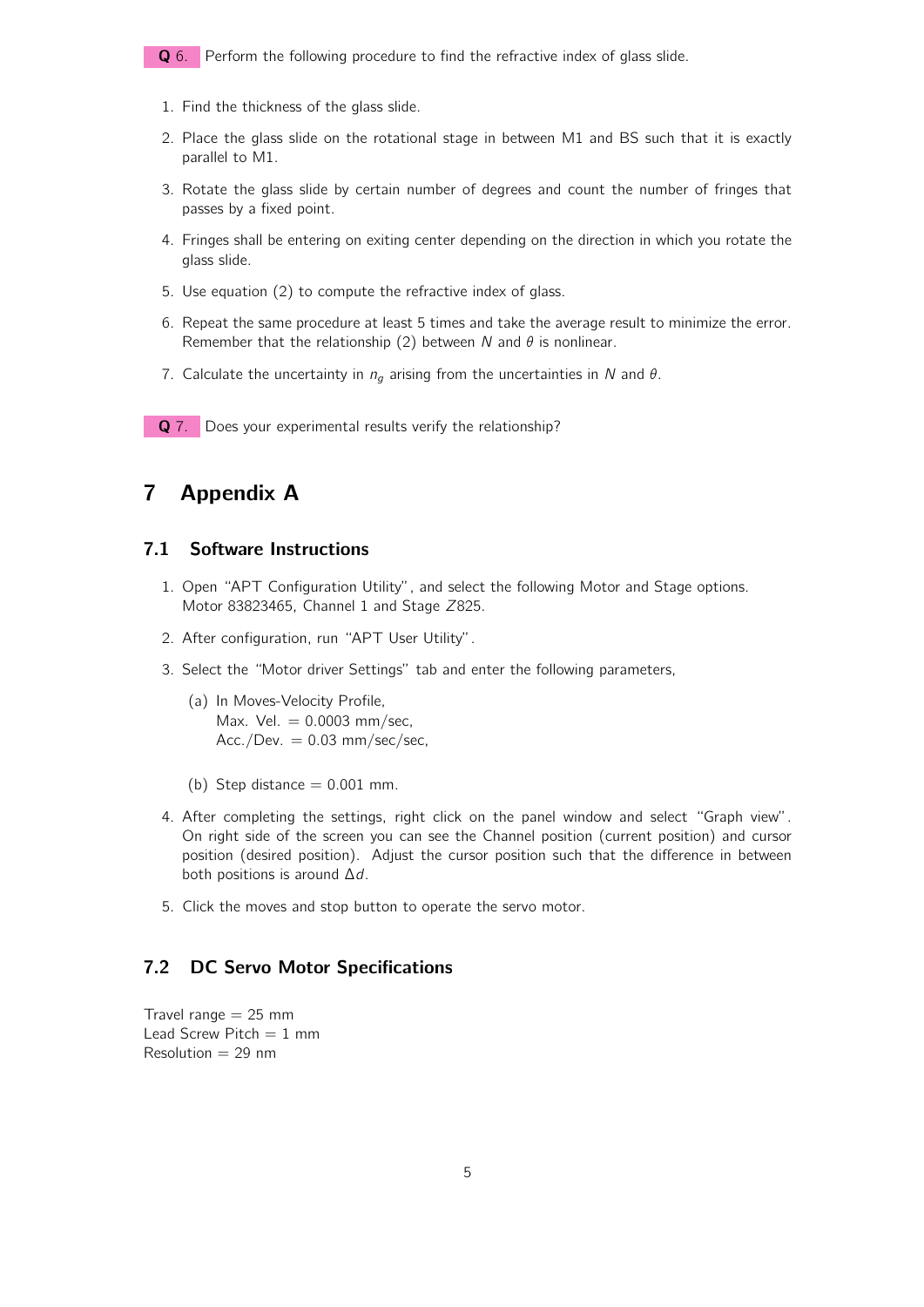**Q 6.** Perform the following procedure to find the refractive index of glass slide.

1. Find the thickness of the glass slide.
2. Place the glass slide on the rotational stage in between M1 and BS such that it is exactly parallel to M1.
3. Rotate the glass slide by certain number of degrees and count the number of fringes that passes by a fixed point.
4. Fringes shall be entering on exiting center depending on the direction in which you rotate the glass slide.
5. Use equation (2) to compute the refractive index of glass.
6. Repeat the same procedure at least 5 times and take the average result to minimize the error. Remember that the relationship (2) between $N$ and $\theta$ is nonlinear.
7. Calculate the uncertainty in $n_g$ arising from the uncertainties in $N$ and $\theta$.

**Q 7.** Does your experimental results verify the relationship?

# 7 Appendix A

## 7.1 Software Instructions

1. Open "APT Configuration Utility", and select the following Motor and Stage options. Motor 83823465, Channel 1 and Stage $Z825$.
2. After configuration, run "APT User Utility".
3. Select the "Motor driver Settings" tab and enter the following parameters,
   (a) In Moves-Velocity Profile,
   Max. Vel. = 0.0003 mm/sec,
   Acc./Dev. = 0.03 mm/sec/sec,
   (b) Step distance = 0.001 mm.
4. After completing the settings, right click on the panel window and select "Graph view". On right side of the screen you can see the Channel position (current position) and cursor position (desired position). Adjust the cursor position such that the difference in between both positions is around $\Delta d$.
5. Click the moves and stop button to operate the servo motor.

## 7.2 DC Servo Motor Specifications

Travel range = 25 mm
Lead Screw Pitch = 1 mm
Resolution = 29 nm